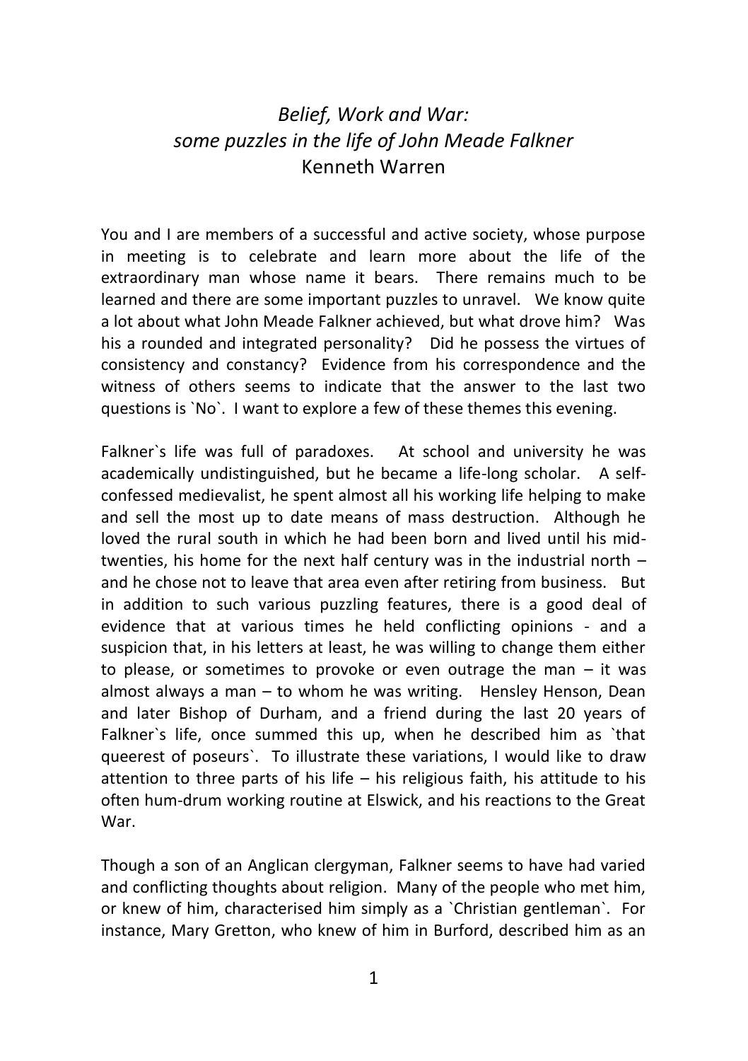# *Belief, Work and War: some puzzles in the life of John Meade Falkner*

Kenneth Warren

You and I are members of a successful and active society, whose purpose in meeting is to celebrate and learn more about the life of the extraordinary man whose name it bears. There remains much to be learned and there are some important puzzles to unravel. We know quite a lot about what John Meade Falkner achieved, but what drove him? Was his a rounded and integrated personality? Did he possess the virtues of consistency and constancy? Evidence from his correspondence and the witness of others seems to indicate that the answer to the last two questions is `No`. I want to explore a few of these themes this evening.

Falkner`s life was full of paradoxes. At school and university he was academically undistinguished, but he became a life-long scholar. A self-confessed medievalist, he spent almost all his working life helping to make and sell the most up to date means of mass destruction. Although he loved the rural south in which he had been born and lived until his mid-twenties, his home for the next half century was in the industrial north – and he chose not to leave that area even after retiring from business. But in addition to such various puzzling features, there is a good deal of evidence that at various times he held conflicting opinions - and a suspicion that, in his letters at least, he was willing to change them either to please, or sometimes to provoke or even outrage the man – it was almost always a man – to whom he was writing. Hensley Henson, Dean and later Bishop of Durham, and a friend during the last 20 years of Falkner`s life, once summed this up, when he described him as `that queerest of poseurs`. To illustrate these variations, I would like to draw attention to three parts of his life – his religious faith, his attitude to his often hum-drum working routine at Elswick, and his reactions to the Great War.

Though a son of an Anglican clergyman, Falkner seems to have had varied and conflicting thoughts about religion. Many of the people who met him, or knew of him, characterised him simply as a `Christian gentleman`. For instance, Mary Gretton, who knew of him in Burford, described him as an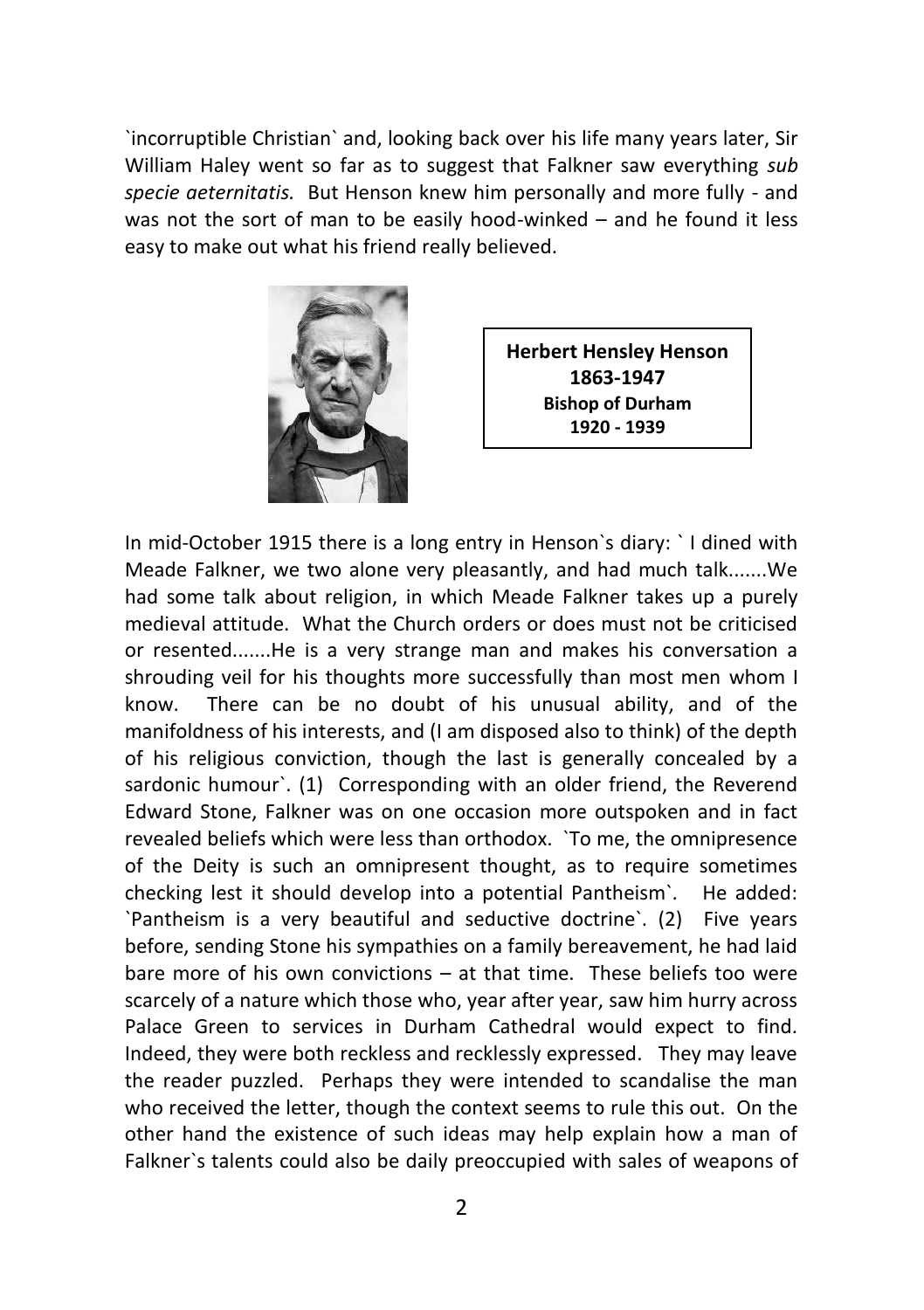`incorruptible Christian` and, looking back over his life many years later, Sir William Haley went so far as to suggest that Falkner saw everything *sub specie aeternitatis.* But Henson knew him personally and more fully - and was not the sort of man to be easily hood-winked – and he found it less easy to make out what his friend really believed.

**Herbert Hensley Henson**
**1863-1947**
**Bishop of Durham**
**1920 - 1939**

In mid-October 1915 there is a long entry in Henson`s diary: ` I dined with Meade Falkner, we two alone very pleasantly, and had much talk.......We had some talk about religion, in which Meade Falkner takes up a purely medieval attitude. What the Church orders or does must not be criticised or resented.......He is a very strange man and makes his conversation a shrouding veil for his thoughts more successfully than most men whom I know. There can be no doubt of his unusual ability, and of the manifoldness of his interests, and (I am disposed also to think) of the depth of his religious conviction, though the last is generally concealed by a sardonic humour`. (1) Corresponding with an older friend, the Reverend Edward Stone, Falkner was on one occasion more outspoken and in fact revealed beliefs which were less than orthodox. `To me, the omnipresence of the Deity is such an omnipresent thought, as to require sometimes checking lest it should develop into a potential Pantheism`. He added: `Pantheism is a very beautiful and seductive doctrine`. (2) Five years before, sending Stone his sympathies on a family bereavement, he had laid bare more of his own convictions – at that time. These beliefs too were scarcely of a nature which those who, year after year, saw him hurry across Palace Green to services in Durham Cathedral would expect to find. Indeed, they were both reckless and recklessly expressed. They may leave the reader puzzled. Perhaps they were intended to scandalise the man who received the letter, though the context seems to rule this out. On the other hand the existence of such ideas may help explain how a man of Falkner`s talents could also be daily preoccupied with sales of weapons of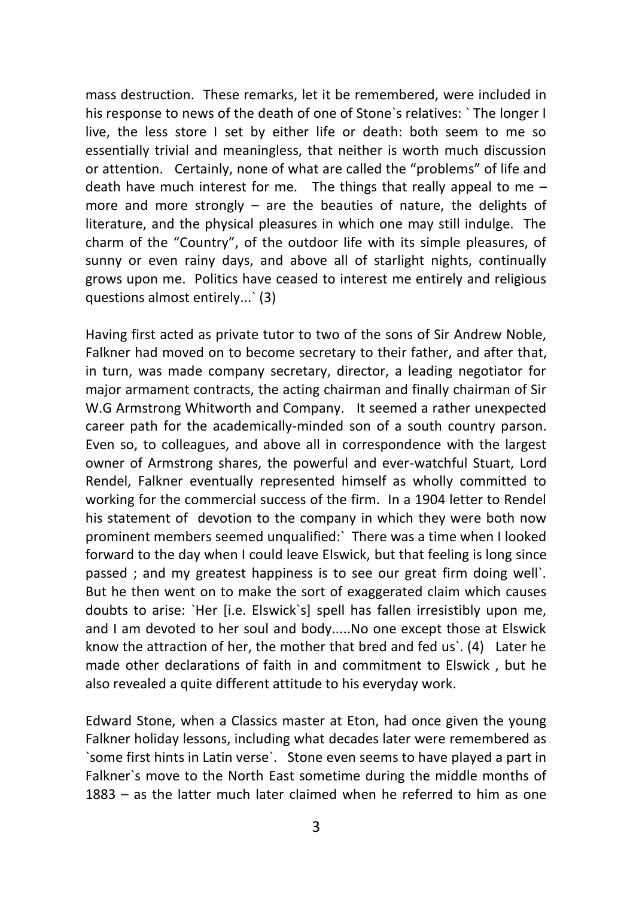mass destruction. These remarks, let it be remembered, were included in his response to news of the death of one of Stone`s relatives: ` The longer I live, the less store I set by either life or death: both seem to me so essentially trivial and meaningless, that neither is worth much discussion or attention. Certainly, none of what are called the "problems" of life and death have much interest for me. The things that really appeal to me – more and more strongly – are the beauties of nature, the delights of literature, and the physical pleasures in which one may still indulge. The charm of the "Country", of the outdoor life with its simple pleasures, of sunny or even rainy days, and above all of starlight nights, continually grows upon me. Politics have ceased to interest me entirely and religious questions almost entirely...` (3)

Having first acted as private tutor to two of the sons of Sir Andrew Noble, Falkner had moved on to become secretary to their father, and after that, in turn, was made company secretary, director, a leading negotiator for major armament contracts, the acting chairman and finally chairman of Sir W.G Armstrong Whitworth and Company. It seemed a rather unexpected career path for the academically-minded son of a south country parson. Even so, to colleagues, and above all in correspondence with the largest owner of Armstrong shares, the powerful and ever-watchful Stuart, Lord Rendel, Falkner eventually represented himself as wholly committed to working for the commercial success of the firm. In a 1904 letter to Rendel his statement of devotion to the company in which they were both now prominent members seemed unqualified:` There was a time when I looked forward to the day when I could leave Elswick, but that feeling is long since passed ; and my greatest happiness is to see our great firm doing well`. But he then went on to make the sort of exaggerated claim which causes doubts to arise: `Her [i.e. Elswick`s] spell has fallen irresistibly upon me, and I am devoted to her soul and body.....No one except those at Elswick know the attraction of her, the mother that bred and fed us`. (4) Later he made other declarations of faith in and commitment to Elswick , but he also revealed a quite different attitude to his everyday work.

Edward Stone, when a Classics master at Eton, had once given the young Falkner holiday lessons, including what decades later were remembered as `some first hints in Latin verse`. Stone even seems to have played a part in Falkner`s move to the North East sometime during the middle months of 1883 – as the latter much later claimed when he referred to him as one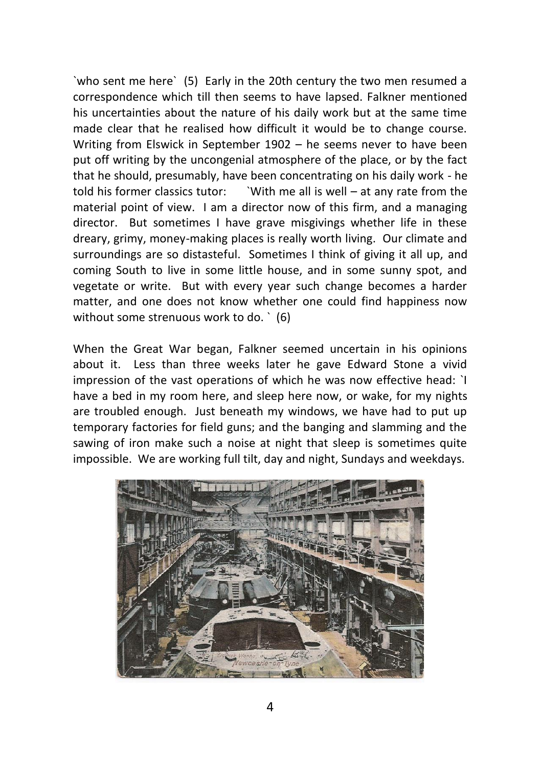`who sent me here` (5) Early in the 20th century the two men resumed a correspondence which till then seems to have lapsed. Falkner mentioned his uncertainties about the nature of his daily work but at the same time made clear that he realised how difficult it would be to change course. Writing from Elswick in September 1902 – he seems never to have been put off writing by the uncongenial atmosphere of the place, or by the fact that he should, presumably, have been concentrating on his daily work - he told his former classics tutor: `With me all is well – at any rate from the material point of view. I am a director now of this firm, and a managing director. But sometimes I have grave misgivings whether life in these dreary, grimy, money-making places is really worth living. Our climate and surroundings are so distasteful. Sometimes I think of giving it all up, and coming South to live in some little house, and in some sunny spot, and vegetate or write. But with every year such change becomes a harder matter, and one does not know whether one could find happiness now without some strenuous work to do. ` (6)

When the Great War began, Falkner seemed uncertain in his opinions about it. Less than three weeks later he gave Edward Stone a vivid impression of the vast operations of which he was now effective head: `I have a bed in my room here, and sleep here now, or wake, for my nights are troubled enough. Just beneath my windows, we have had to put up temporary factories for field guns; and the banging and slamming and the sawing of iron make such a noise at night that sleep is sometimes quite impossible. We are working full tilt, day and night, Sundays and weekdays.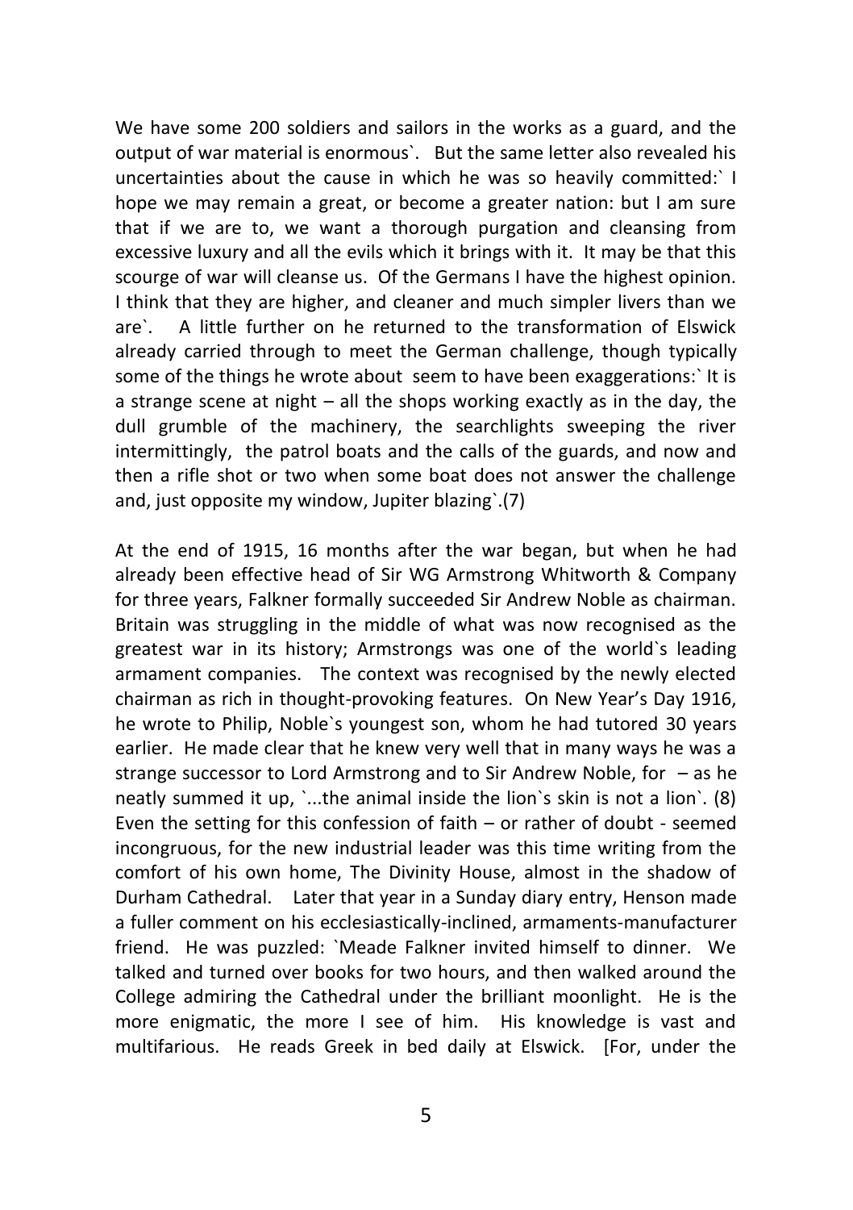We have some 200 soldiers and sailors in the works as a guard, and the output of war material is enormous`. But the same letter also revealed his uncertainties about the cause in which he was so heavily committed:` I hope we may remain a great, or become a greater nation: but I am sure that if we are to, we want a thorough purgation and cleansing from excessive luxury and all the evils which it brings with it. It may be that this scourge of war will cleanse us. Of the Germans I have the highest opinion. I think that they are higher, and cleaner and much simpler livers than we are`. A little further on he returned to the transformation of Elswick already carried through to meet the German challenge, though typically some of the things he wrote about seem to have been exaggerations:` It is a strange scene at night – all the shops working exactly as in the day, the dull grumble of the machinery, the searchlights sweeping the river intermittingly, the patrol boats and the calls of the guards, and now and then a rifle shot or two when some boat does not answer the challenge and, just opposite my window, Jupiter blazing`.(7)

At the end of 1915, 16 months after the war began, but when he had already been effective head of Sir WG Armstrong Whitworth & Company for three years, Falkner formally succeeded Sir Andrew Noble as chairman. Britain was struggling in the middle of what was now recognised as the greatest war in its history; Armstrongs was one of the world`s leading armament companies. The context was recognised by the newly elected chairman as rich in thought-provoking features. On New Year's Day 1916, he wrote to Philip, Noble`s youngest son, whom he had tutored 30 years earlier. He made clear that he knew very well that in many ways he was a strange successor to Lord Armstrong and to Sir Andrew Noble, for – as he neatly summed it up, `...the animal inside the lion`s skin is not a lion`. (8) Even the setting for this confession of faith – or rather of doubt - seemed incongruous, for the new industrial leader was this time writing from the comfort of his own home, The Divinity House, almost in the shadow of Durham Cathedral. Later that year in a Sunday diary entry, Henson made a fuller comment on his ecclesiastically-inclined, armaments-manufacturer friend. He was puzzled: `Meade Falkner invited himself to dinner. We talked and turned over books for two hours, and then walked around the College admiring the Cathedral under the brilliant moonlight. He is the more enigmatic, the more I see of him. His knowledge is vast and multifarious. He reads Greek in bed daily at Elswick. [For, under the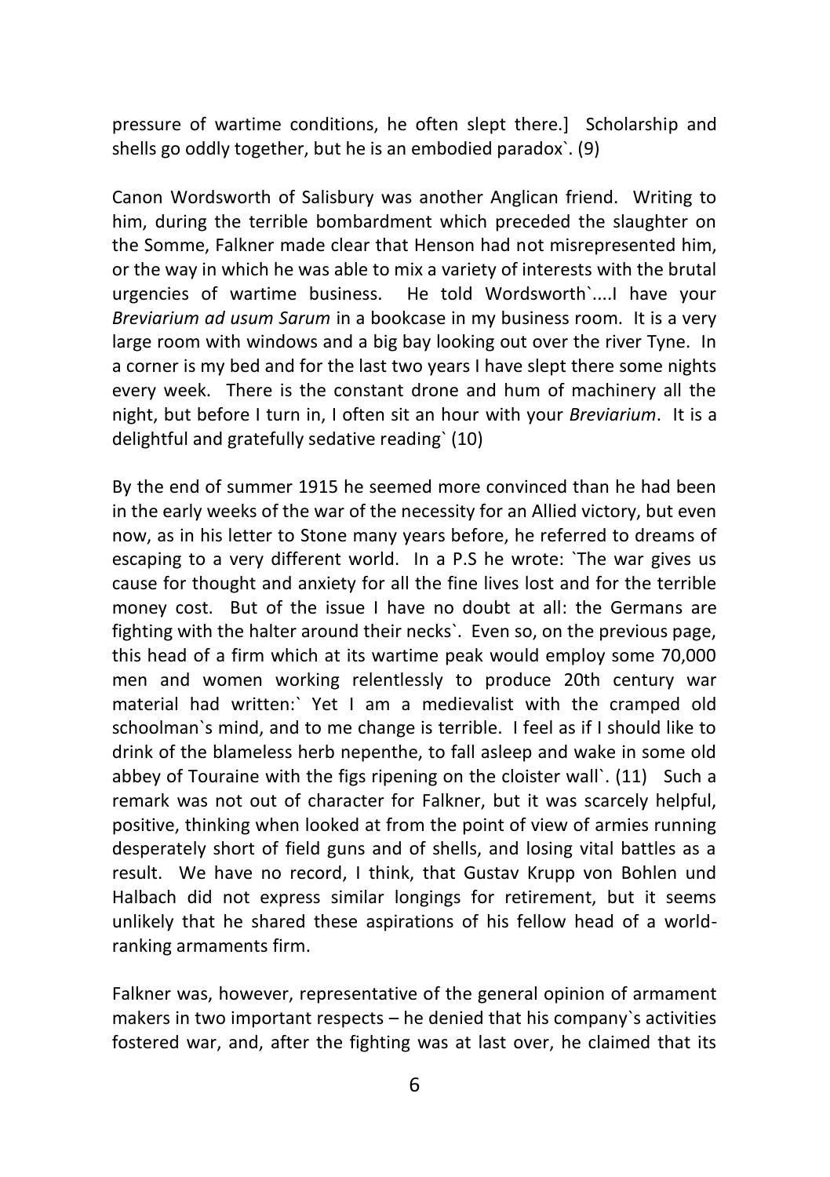pressure of wartime conditions, he often slept there.] Scholarship and shells go oddly together, but he is an embodied paradox`. (9)

Canon Wordsworth of Salisbury was another Anglican friend. Writing to him, during the terrible bombardment which preceded the slaughter on the Somme, Falkner made clear that Henson had not misrepresented him, or the way in which he was able to mix a variety of interests with the brutal urgencies of wartime business. He told Wordsworth`....I have your *Breviarium ad usum Sarum* in a bookcase in my business room. It is a very large room with windows and a big bay looking out over the river Tyne. In a corner is my bed and for the last two years I have slept there some nights every week. There is the constant drone and hum of machinery all the night, but before I turn in, I often sit an hour with your *Breviarium*. It is a delightful and gratefully sedative reading` (10)

By the end of summer 1915 he seemed more convinced than he had been in the early weeks of the war of the necessity for an Allied victory, but even now, as in his letter to Stone many years before, he referred to dreams of escaping to a very different world. In a P.S he wrote: `The war gives us cause for thought and anxiety for all the fine lives lost and for the terrible money cost. But of the issue I have no doubt at all: the Germans are fighting with the halter around their necks`. Even so, on the previous page, this head of a firm which at its wartime peak would employ some 70,000 men and women working relentlessly to produce 20th century war material had written:` Yet I am a medievalist with the cramped old schoolman`s mind, and to me change is terrible. I feel as if I should like to drink of the blameless herb nepenthe, to fall asleep and wake in some old abbey of Touraine with the figs ripening on the cloister wall`. (11) Such a remark was not out of character for Falkner, but it was scarcely helpful, positive, thinking when looked at from the point of view of armies running desperately short of field guns and of shells, and losing vital battles as a result. We have no record, I think, that Gustav Krupp von Bohlen und Halbach did not express similar longings for retirement, but it seems unlikely that he shared these aspirations of his fellow head of a world-ranking armaments firm.

Falkner was, however, representative of the general opinion of armament makers in two important respects – he denied that his company`s activities fostered war, and, after the fighting was at last over, he claimed that its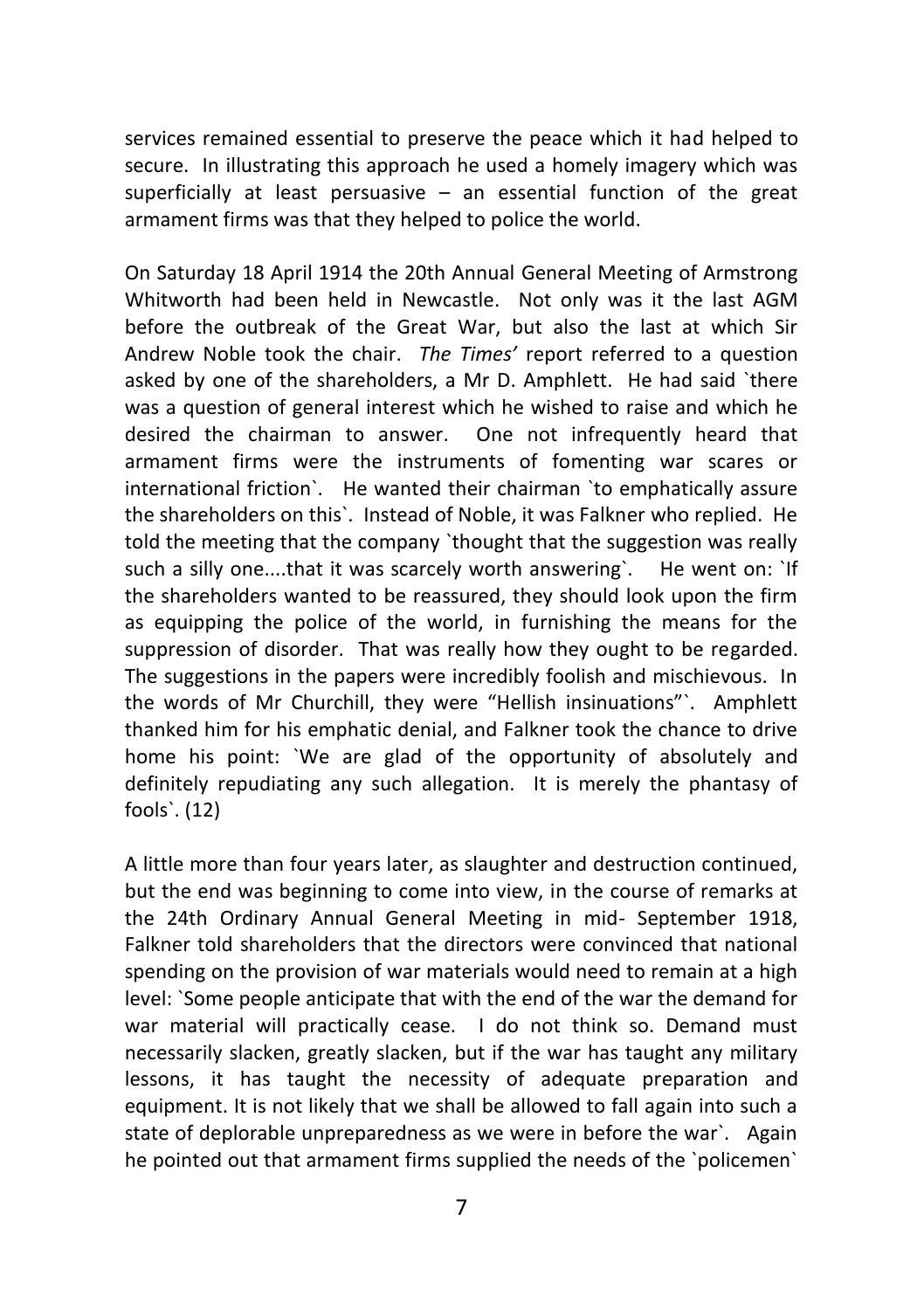services remained essential to preserve the peace which it had helped to secure. In illustrating this approach he used a homely imagery which was superficially at least persuasive – an essential function of the great armament firms was that they helped to police the world.

On Saturday 18 April 1914 the 20th Annual General Meeting of Armstrong Whitworth had been held in Newcastle. Not only was it the last AGM before the outbreak of the Great War, but also the last at which Sir Andrew Noble took the chair. *The Times'* report referred to a question asked by one of the shareholders, a Mr D. Amphlett. He had said `there was a question of general interest which he wished to raise and which he desired the chairman to answer. One not infrequently heard that armament firms were the instruments of fomenting war scares or international friction`. He wanted their chairman `to emphatically assure the shareholders on this`. Instead of Noble, it was Falkner who replied. He told the meeting that the company `thought that the suggestion was really such a silly one....that it was scarcely worth answering`. He went on: `If the shareholders wanted to be reassured, they should look upon the firm as equipping the police of the world, in furnishing the means for the suppression of disorder. That was really how they ought to be regarded. The suggestions in the papers were incredibly foolish and mischievous. In the words of Mr Churchill, they were "Hellish insinuations"`. Amphlett thanked him for his emphatic denial, and Falkner took the chance to drive home his point: `We are glad of the opportunity of absolutely and definitely repudiating any such allegation. It is merely the phantasy of fools`. (12)

A little more than four years later, as slaughter and destruction continued, but the end was beginning to come into view, in the course of remarks at the 24th Ordinary Annual General Meeting in mid- September 1918, Falkner told shareholders that the directors were convinced that national spending on the provision of war materials would need to remain at a high level: `Some people anticipate that with the end of the war the demand for war material will practically cease. I do not think so. Demand must necessarily slacken, greatly slacken, but if the war has taught any military lessons, it has taught the necessity of adequate preparation and equipment. It is not likely that we shall be allowed to fall again into such a state of deplorable unpreparedness as we were in before the war`. Again he pointed out that armament firms supplied the needs of the `policemen`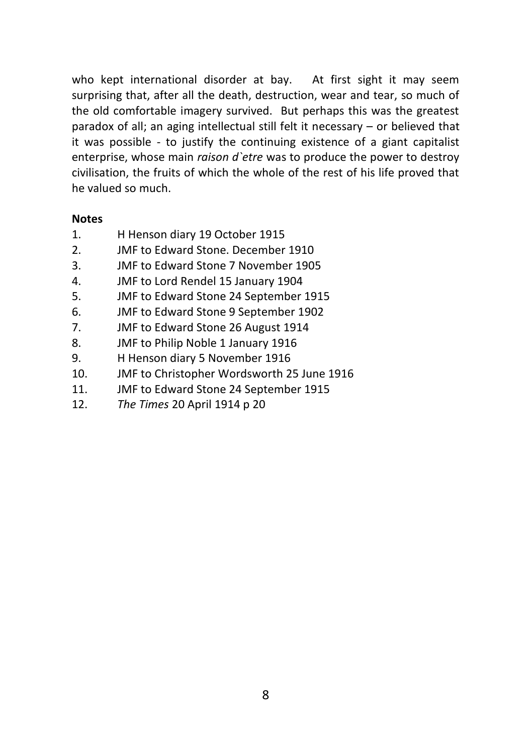who kept international disorder at bay. At first sight it may seem surprising that, after all the death, destruction, wear and tear, so much of the old comfortable imagery survived. But perhaps this was the greatest paradox of all; an aging intellectual still felt it necessary – or believed that it was possible - to justify the continuing existence of a giant capitalist enterprise, whose main *raison d`etre* was to produce the power to destroy civilisation, the fruits of which the whole of the rest of his life proved that he valued so much.

**Notes**

1. H Henson diary 19 October 1915
2. JMF to Edward Stone. December 1910
3. JMF to Edward Stone 7 November 1905
4. JMF to Lord Rendel 15 January 1904
5. JMF to Edward Stone 24 September 1915
6. JMF to Edward Stone 9 September 1902
7. JMF to Edward Stone 26 August 1914
8. JMF to Philip Noble 1 January 1916
9. H Henson diary 5 November 1916
10. JMF to Christopher Wordsworth 25 June 1916
11. JMF to Edward Stone 24 September 1915
12. *The Times* 20 April 1914 p 20